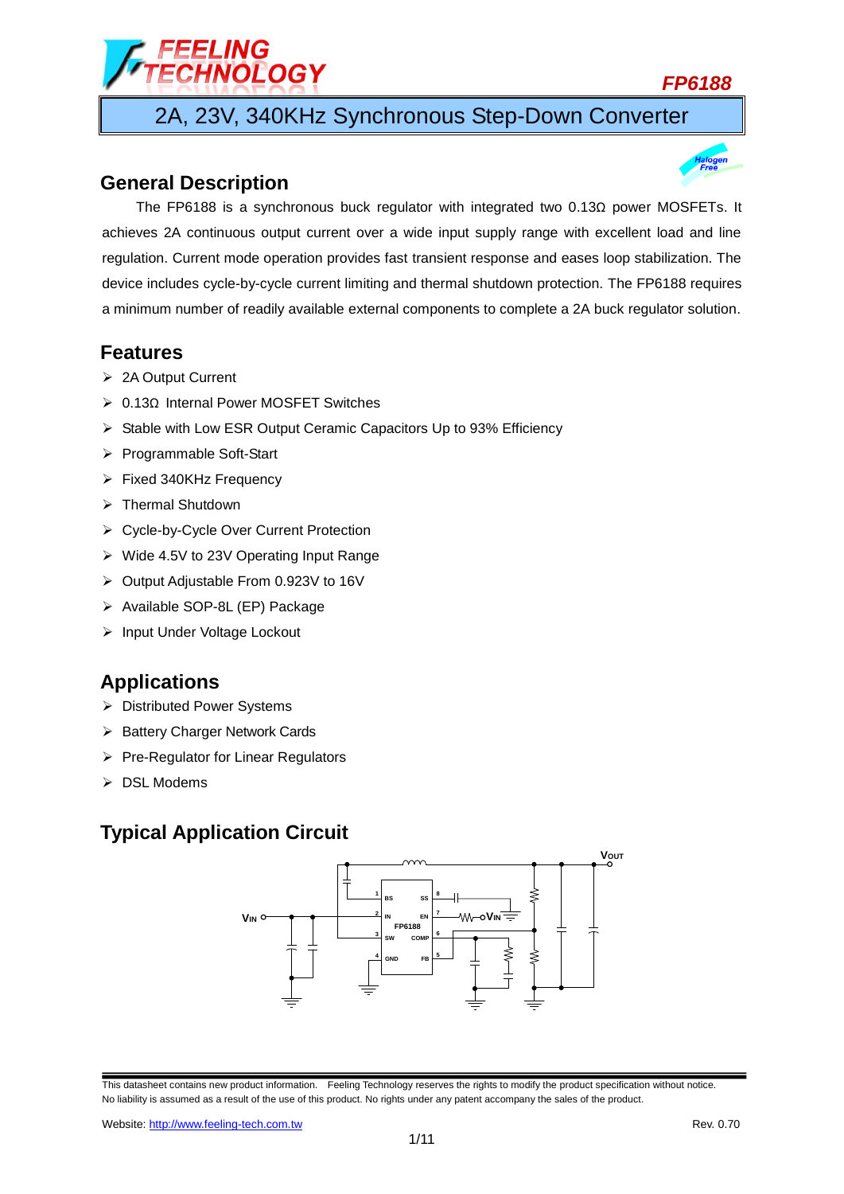FEELING TECHNOLOGY

**FP6188**

# 2A, 23V, 340KHz Synchronous Step-Down Converter

## General Description

The FP6188 is a synchronous buck regulator with integrated two 0.13Ω power MOSFETs. It achieves 2A continuous output current over a wide input supply range with excellent load and line regulation. Current mode operation provides fast transient response and eases loop stabilization. The device includes cycle-by-cycle current limiting and thermal shutdown protection. The FP6188 requires a minimum number of readily available external components to complete a 2A buck regulator solution.

## Features

- 2A Output Current
- 0.13Ω Internal Power MOSFET Switches
- Stable with Low ESR Output Ceramic Capacitors Up to 93% Efficiency
- Programmable Soft-Start
- Fixed 340KHz Frequency
- Thermal Shutdown
- Cycle-by-Cycle Over Current Protection
- Wide 4.5V to 23V Operating Input Range
- Output Adjustable From 0.923V to 16V
- Available SOP-8L (EP) Package
- Input Under Voltage Lockout

## Applications

- Distributed Power Systems
- Battery Charger Network Cards
- Pre-Regulator for Linear Regulators
- DSL Modems

## Typical Application Circuit

This datasheet contains new product information. Feeling Technology reserves the rights to modify the product specification without notice. No liability is assumed as a result of the use of this product. No rights under any patent accompany the sales of the product.

Website: http://www.feeling-tech.com.tw

Rev. 0.70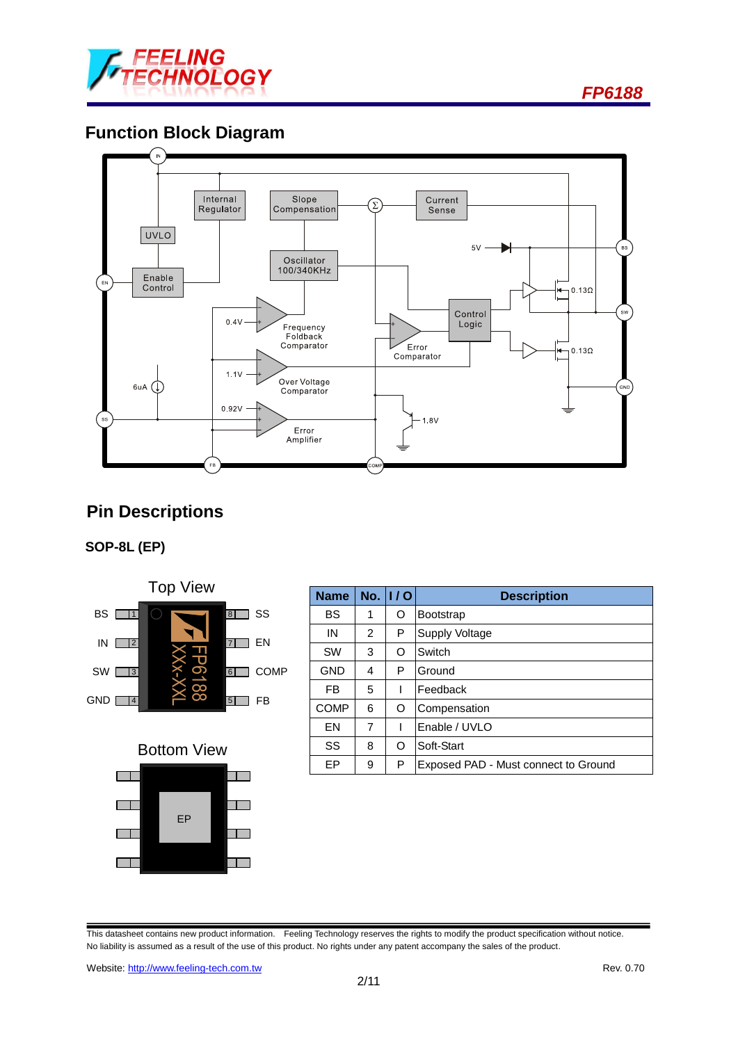## Function Block Diagram

## Pin Descriptions

### SOP-8L (EP)

Top View

| Pin | Name | | Pin | Name |
|---|---|---|---|---|
| 1 | BS | | 8 | SS |
| 2 | IN | | 7 | EN |
| 3 | SW | | 6 | COMP |
| 4 | GND | | 5 | FB |

Bottom View

EP

| Name | No. | I / O | Description |
|---|---|---|---|
| BS | 1 | O | Bootstrap |
| IN | 2 | P | Supply Voltage |
| SW | 3 | O | Switch |
| GND | 4 | P | Ground |
| FB | 5 | I | Feedback |
| COMP | 6 | O | Compensation |
| EN | 7 | I | Enable / UVLO |
| SS | 8 | O | Soft-Start |
| EP | 9 | P | Exposed PAD - Must connect to Ground |

This datasheet contains new product information. Feeling Technology reserves the rights to modify the product specification without notice. No liability is assumed as a result of the use of this product. No rights under any patent accompany the sales of the product.

Website: http://www.feeling-tech.com.tw

Rev. 0.70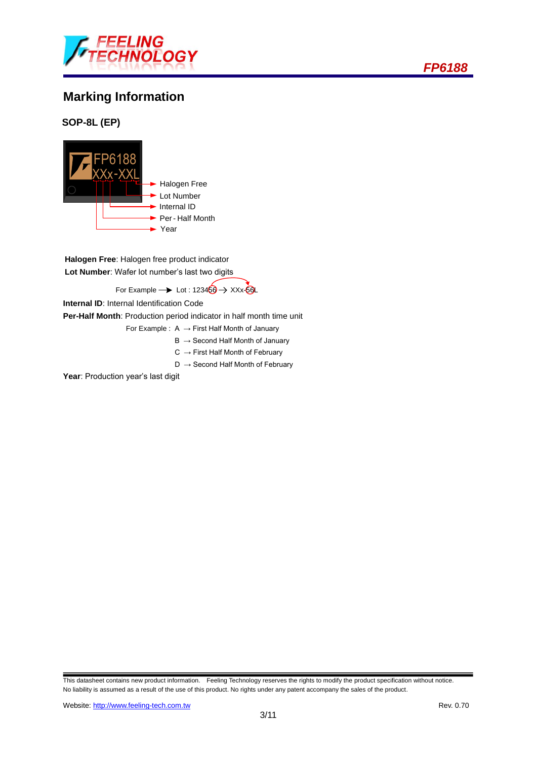## Marking Information

### SOP-8L (EP)

FP6188
XXx-XXL

- Halogen Free
- Lot Number
- Internal ID
- Per - Half Month
- Year

**Halogen Free**: Halogen free product indicator

**Lot Number**: Wafer lot number's last two digits

For Example → Lot : 123456 → XXx-56L

**Internal ID**: Internal Identification Code

**Per-Half Month**: Production period indicator in half month time unit

For Example : A → First Half Month of January
B → Second Half Month of January
C → First Half Month of February
D → Second Half Month of February

**Year**: Production year's last digit

This datasheet contains new product information. Feeling Technology reserves the rights to modify the product specification without notice. No liability is assumed as a result of the use of this product. No rights under any patent accompany the sales of the product.

Website: http://www.feeling-tech.com.tw Rev. 0.70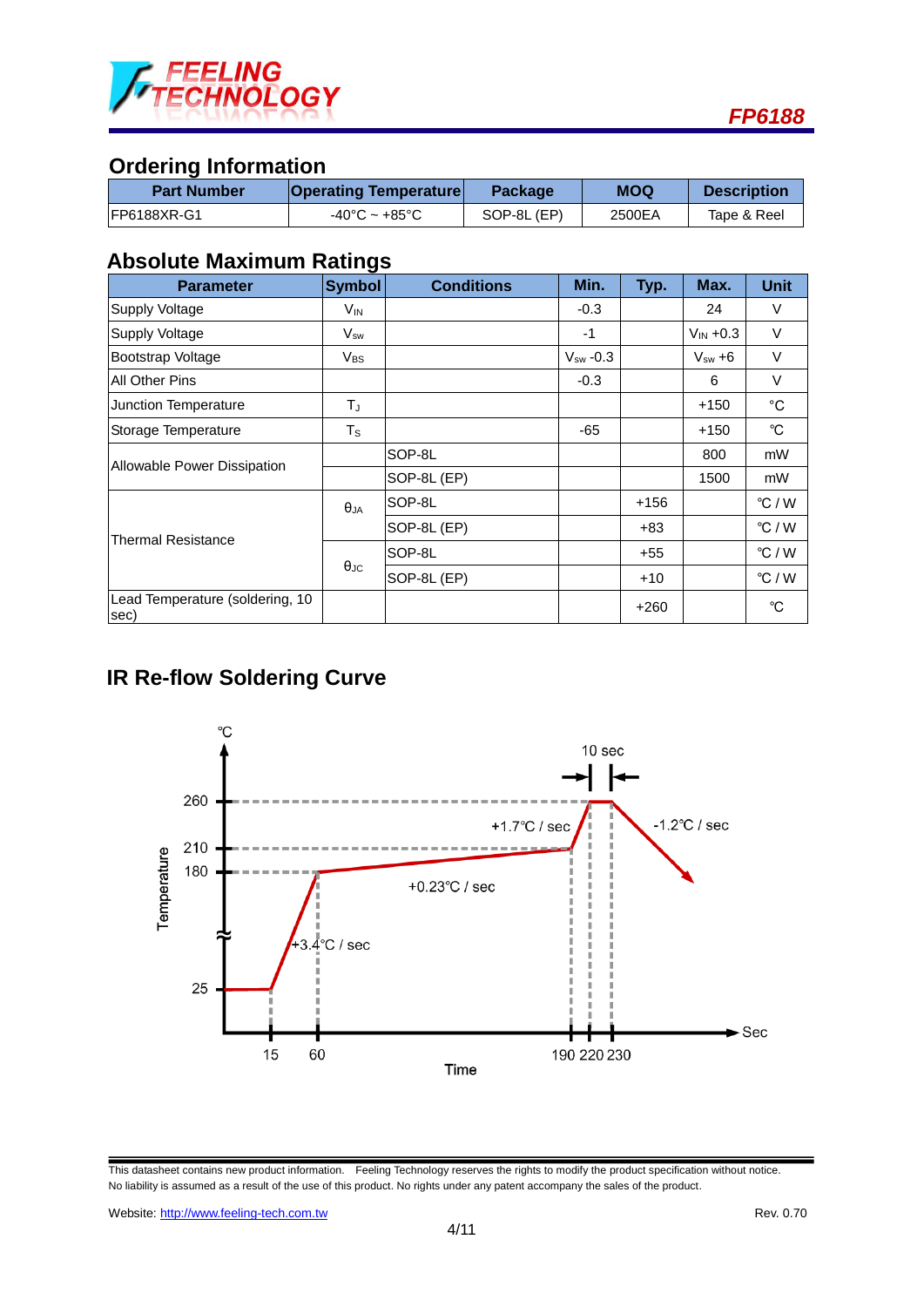## Ordering Information

| Part Number | Operating Temperature | Package | MOQ | Description |
|---|---|---|---|---|
| FP6188XR-G1 | -40°C ~ +85°C | SOP-8L (EP) | 2500EA | Tape & Reel |

## Absolute Maximum Ratings

| Parameter | Symbol | Conditions | Min. | Typ. | Max. | Unit |
|---|---|---|---|---|---|---|
| Supply Voltage | $V_{IN}$ | | -0.3 | | 24 | V |
| Supply Voltage | $V_{sw}$ | | -1 | | $V_{IN}$ +0.3 | V |
| Bootstrap Voltage | $V_{BS}$ | | $V_{sw}$ -0.3 | | $V_{sw}$ +6 | V |
| All Other Pins | | | -0.3 | | 6 | V |
| Junction Temperature | $T_J$ | | | | +150 | °C |
| Storage Temperature | $T_S$ | | -65 | | +150 | °C |
| Allowable Power Dissipation | | SOP-8L | | | 800 | mW |
| | | SOP-8L (EP) | | | 1500 | mW |
| Thermal Resistance | $\theta_{JA}$ | SOP-8L | | +156 | | °C / W |
| | | SOP-8L (EP) | | +83 | | °C / W |
| | $\theta_{JC}$ | SOP-8L | | +55 | | °C / W |
| | | SOP-8L (EP) | | +10 | | °C / W |
| Lead Temperature (soldering, 10 sec) | | | | +260 | | °C |

## IR Re-flow Soldering Curve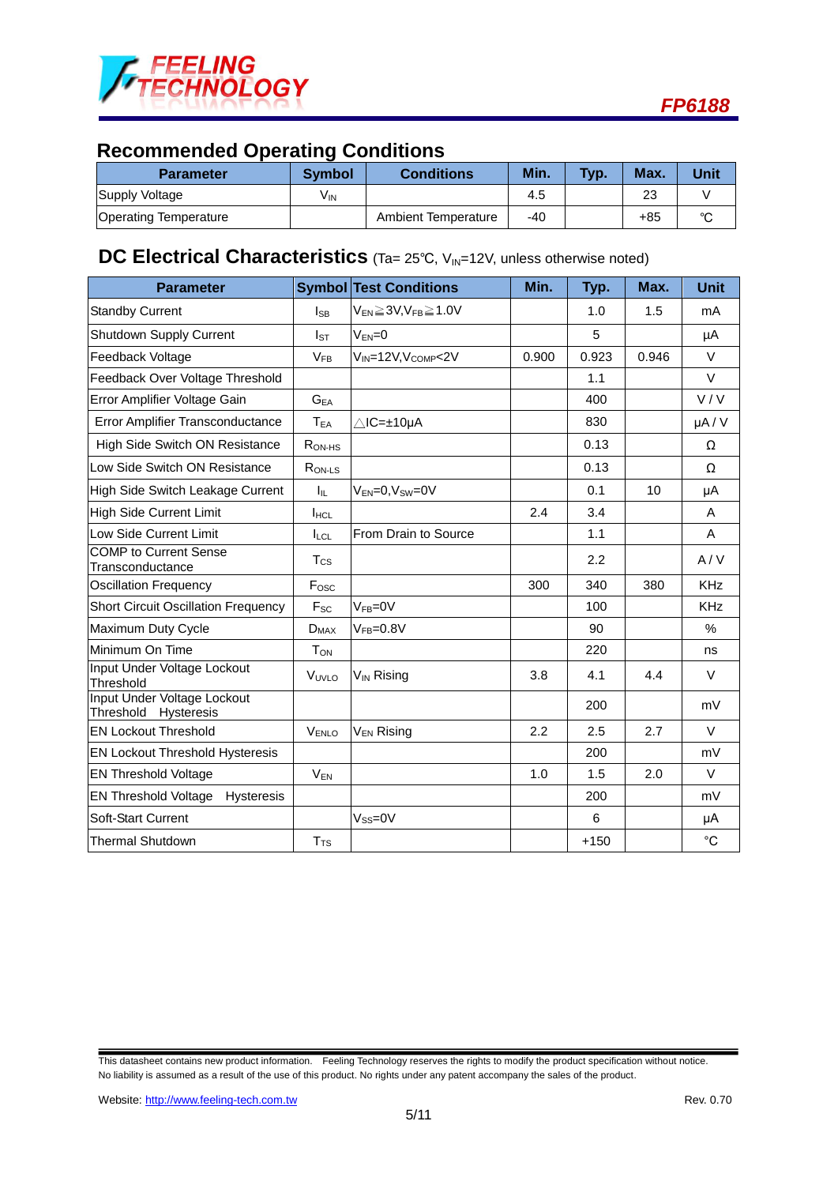## Recommended Operating Conditions

| Parameter | Symbol | Conditions | Min. | Typ. | Max. | Unit |
|---|---|---|---|---|---|---|
| Supply Voltage | $V_{IN}$ | | 4.5 | | 23 | V |
| Operating Temperature | | Ambient Temperature | -40 | | +85 | °C |

## DC Electrical Characteristics (Ta= 25°C, $V_{IN}$=12V, unless otherwise noted)

| Parameter | Symbol | Test Conditions | Min. | Typ. | Max. | Unit |
|---|---|---|---|---|---|---|
| Standby Current | $I_{SB}$ | $V_{EN} \geqq 3V, V_{FB} \geqq 1.0V$ | | 1.0 | 1.5 | mA |
| Shutdown Supply Current | $I_{ST}$ | $V_{EN}=0$ | | 5 | | μA |
| Feedback Voltage | $V_{FB}$ | $V_{IN}=12V, V_{COMP}<2V$ | 0.900 | 0.923 | 0.946 | V |
| Feedback Over Voltage Threshold | | | | 1.1 | | V |
| Error Amplifier Voltage Gain | $G_{EA}$ | | | 400 | | V / V |
| Error Amplifier Transconductance | $T_{EA}$ | $\triangle IC=\pm 10\mu A$ | | 830 | | μA / V |
| High Side Switch ON Resistance | $R_{ON\text{-}HS}$ | | | 0.13 | | Ω |
| Low Side Switch ON Resistance | $R_{ON\text{-}LS}$ | | | 0.13 | | Ω |
| High Side Switch Leakage Current | $I_{IL}$ | $V_{EN}=0, V_{SW}=0V$ | | 0.1 | 10 | μA |
| High Side Current Limit | $I_{HCL}$ | | 2.4 | 3.4 | | A |
| Low Side Current Limit | $I_{LCL}$ | From Drain to Source | | 1.1 | | A |
| COMP to Current Sense Transconductance | $T_{CS}$ | | | 2.2 | | A / V |
| Oscillation Frequency | $F_{OSC}$ | | 300 | 340 | 380 | KHz |
| Short Circuit Oscillation Frequency | $F_{SC}$ | $V_{FB}=0V$ | | 100 | | KHz |
| Maximum Duty Cycle | $D_{MAX}$ | $V_{FB}=0.8V$ | | 90 | | % |
| Minimum On Time | $T_{ON}$ | | | 220 | | ns |
| Input Under Voltage Lockout Threshold | $V_{UVLO}$ | $V_{IN}$ Rising | 3.8 | 4.1 | 4.4 | V |
| Input Under Voltage Lockout Threshold Hysteresis | | | | 200 | | mV |
| EN Lockout Threshold | $V_{ENLO}$ | $V_{EN}$ Rising | 2.2 | 2.5 | 2.7 | V |
| EN Lockout Threshold Hysteresis | | | | 200 | | mV |
| EN Threshold Voltage | $V_{EN}$ | | 1.0 | 1.5 | 2.0 | V |
| EN Threshold Voltage Hysteresis | | | | 200 | | mV |
| Soft-Start Current | | $V_{SS}=0V$ | | 6 | | μA |
| Thermal Shutdown | $T_{TS}$ | | | +150 | | °C |

This datasheet contains new product information. Feeling Technology reserves the rights to modify the product specification without notice. No liability is assumed as a result of the use of this product. No rights under any patent accompany the sales of the product.

Website: http://www.feeling-tech.com.tw Rev. 0.70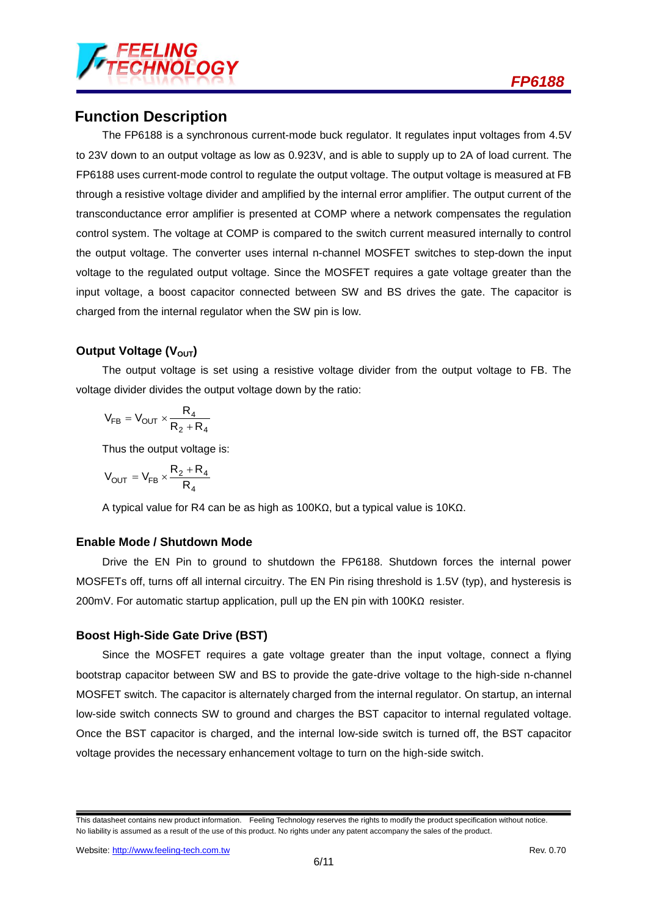## Function Description

The FP6188 is a synchronous current-mode buck regulator. It regulates input voltages from 4.5V to 23V down to an output voltage as low as 0.923V, and is able to supply up to 2A of load current. The FP6188 uses current-mode control to regulate the output voltage. The output voltage is measured at FB through a resistive voltage divider and amplified by the internal error amplifier. The output current of the transconductance error amplifier is presented at COMP where a network compensates the regulation control system. The voltage at COMP is compared to the switch current measured internally to control the output voltage. The converter uses internal n-channel MOSFET switches to step-down the input voltage to the regulated output voltage. Since the MOSFET requires a gate voltage greater than the input voltage, a boost capacitor connected between SW and BS drives the gate. The capacitor is charged from the internal regulator when the SW pin is low.

### Output Voltage ($V_{OUT}$)

The output voltage is set using a resistive voltage divider from the output voltage to FB. The voltage divider divides the output voltage down by the ratio:

$$V_{FB} = V_{OUT} \times \frac{R_4}{R_2 + R_4}$$

Thus the output voltage is:

$$V_{OUT} = V_{FB} \times \frac{R_2 + R_4}{R_4}$$

A typical value for R4 can be as high as 100KΩ, but a typical value is 10KΩ.

### Enable Mode / Shutdown Mode

Drive the EN Pin to ground to shutdown the FP6188. Shutdown forces the internal power MOSFETs off, turns off all internal circuitry. The EN Pin rising threshold is 1.5V (typ), and hysteresis is 200mV. For automatic startup application, pull up the EN pin with 100KΩ resister.

### Boost High-Side Gate Drive (BST)

Since the MOSFET requires a gate voltage greater than the input voltage, connect a flying bootstrap capacitor between SW and BS to provide the gate-drive voltage to the high-side n-channel MOSFET switch. The capacitor is alternately charged from the internal regulator. On startup, an internal low-side switch connects SW to ground and charges the BST capacitor to internal regulated voltage. Once the BST capacitor is charged, and the internal low-side switch is turned off, the BST capacitor voltage provides the necessary enhancement voltage to turn on the high-side switch.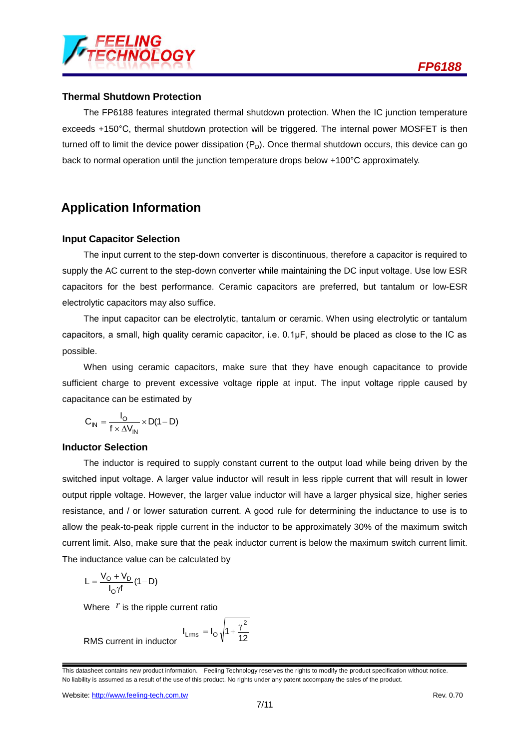### Thermal Shutdown Protection

The FP6188 features integrated thermal shutdown protection. When the IC junction temperature exceeds +150°C, thermal shutdown protection will be triggered. The internal power MOSFET is then turned off to limit the device power dissipation ($P_D$). Once thermal shutdown occurs, this device can go back to normal operation until the junction temperature drops below +100°C approximately.

## Application Information

### Input Capacitor Selection

The input current to the step-down converter is discontinuous, therefore a capacitor is required to supply the AC current to the step-down converter while maintaining the DC input voltage. Use low ESR capacitors for the best performance. Ceramic capacitors are preferred, but tantalum or low-ESR electrolytic capacitors may also suffice.

The input capacitor can be electrolytic, tantalum or ceramic. When using electrolytic or tantalum capacitors, a small, high quality ceramic capacitor, i.e. 0.1μF, should be placed as close to the IC as possible.

When using ceramic capacitors, make sure that they have enough capacitance to provide sufficient charge to prevent excessive voltage ripple at input. The input voltage ripple caused by capacitance can be estimated by

$$C_{IN} = \frac{I_O}{f \times \Delta V_{IN}} \times D(1-D)$$

### Inductor Selection

The inductor is required to supply constant current to the output load while being driven by the switched input voltage. A larger value inductor will result in less ripple current that will result in lower output ripple voltage. However, the larger value inductor will have a larger physical size, higher series resistance, and / or lower saturation current. A good rule for determining the inductance to use is to allow the peak-to-peak ripple current in the inductor to be approximately 30% of the maximum switch current limit. Also, make sure that the peak inductor current is below the maximum switch current limit. The inductance value can be calculated by

$$L = \frac{V_O + V_D}{I_O \gamma f}(1-D)$$

Where $r$ is the ripple current ratio

RMS current in inductor $$I_{Lrms} = I_O \sqrt{1 + \frac{\gamma^2}{12}}$$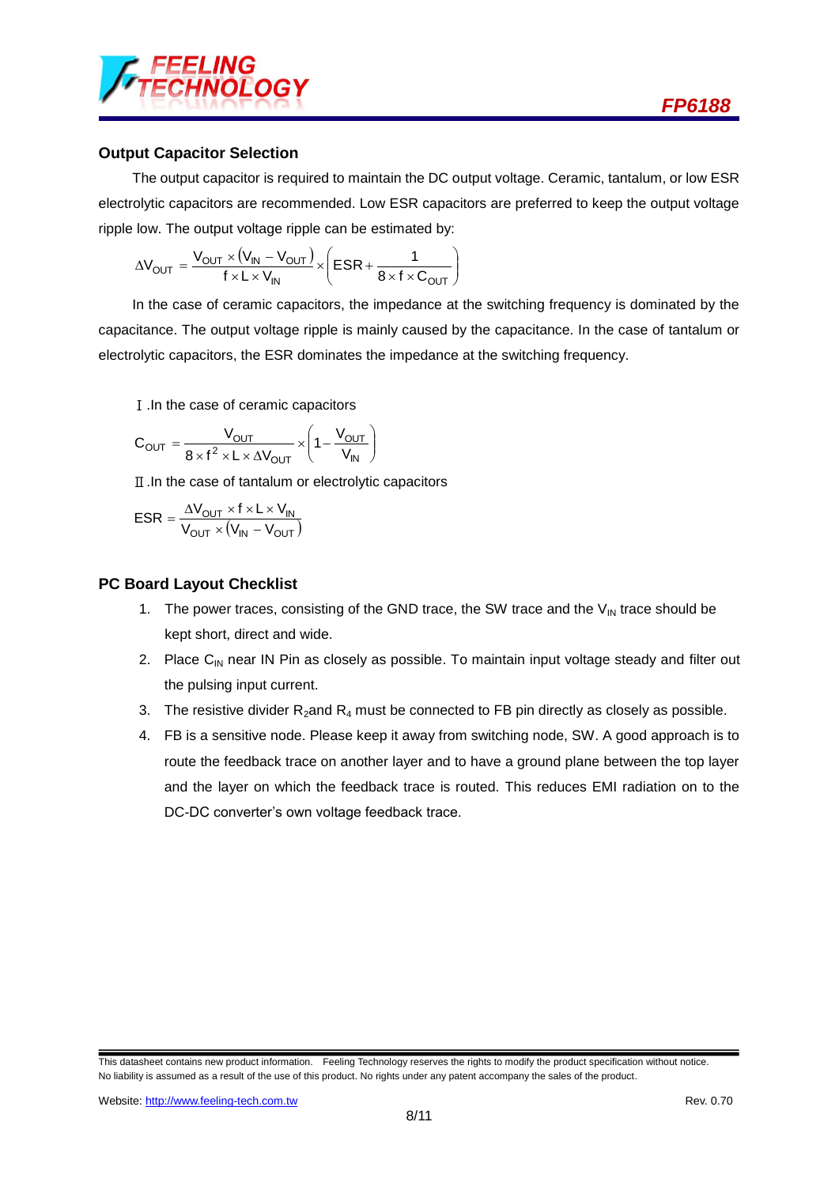### Output Capacitor Selection

The output capacitor is required to maintain the DC output voltage. Ceramic, tantalum, or low ESR electrolytic capacitors are recommended. Low ESR capacitors are preferred to keep the output voltage ripple low. The output voltage ripple can be estimated by:

$$\Delta V_{OUT} = \frac{V_{OUT} \times (V_{IN} - V_{OUT})}{f \times L \times V_{IN}} \times \left( ESR + \frac{1}{8 \times f \times C_{OUT}} \right)$$

In the case of ceramic capacitors, the impedance at the switching frequency is dominated by the capacitance. The output voltage ripple is mainly caused by the capacitance. In the case of tantalum or electrolytic capacitors, the ESR dominates the impedance at the switching frequency.

Ⅰ.In the case of ceramic capacitors

$$C_{OUT} = \frac{V_{OUT}}{8 \times f^2 \times L \times \Delta V_{OUT}} \times \left( 1 - \frac{V_{OUT}}{V_{IN}} \right)$$

Ⅱ.In the case of tantalum or electrolytic capacitors

$$ESR = \frac{\Delta V_{OUT} \times f \times L \times V_{IN}}{V_{OUT} \times (V_{IN} - V_{OUT})}$$

### PC Board Layout Checklist

1. The power traces, consisting of the GND trace, the SW trace and the $V_{IN}$ trace should be kept short, direct and wide.
2. Place $C_{IN}$ near IN Pin as closely as possible. To maintain input voltage steady and filter out the pulsing input current.
3. The resistive divider $R_2$and $R_4$ must be connected to FB pin directly as closely as possible.
4. FB is a sensitive node. Please keep it away from switching node, SW. A good approach is to route the feedback trace on another layer and to have a ground plane between the top layer and the layer on which the feedback trace is routed. This reduces EMI radiation on to the DC-DC converter's own voltage feedback trace.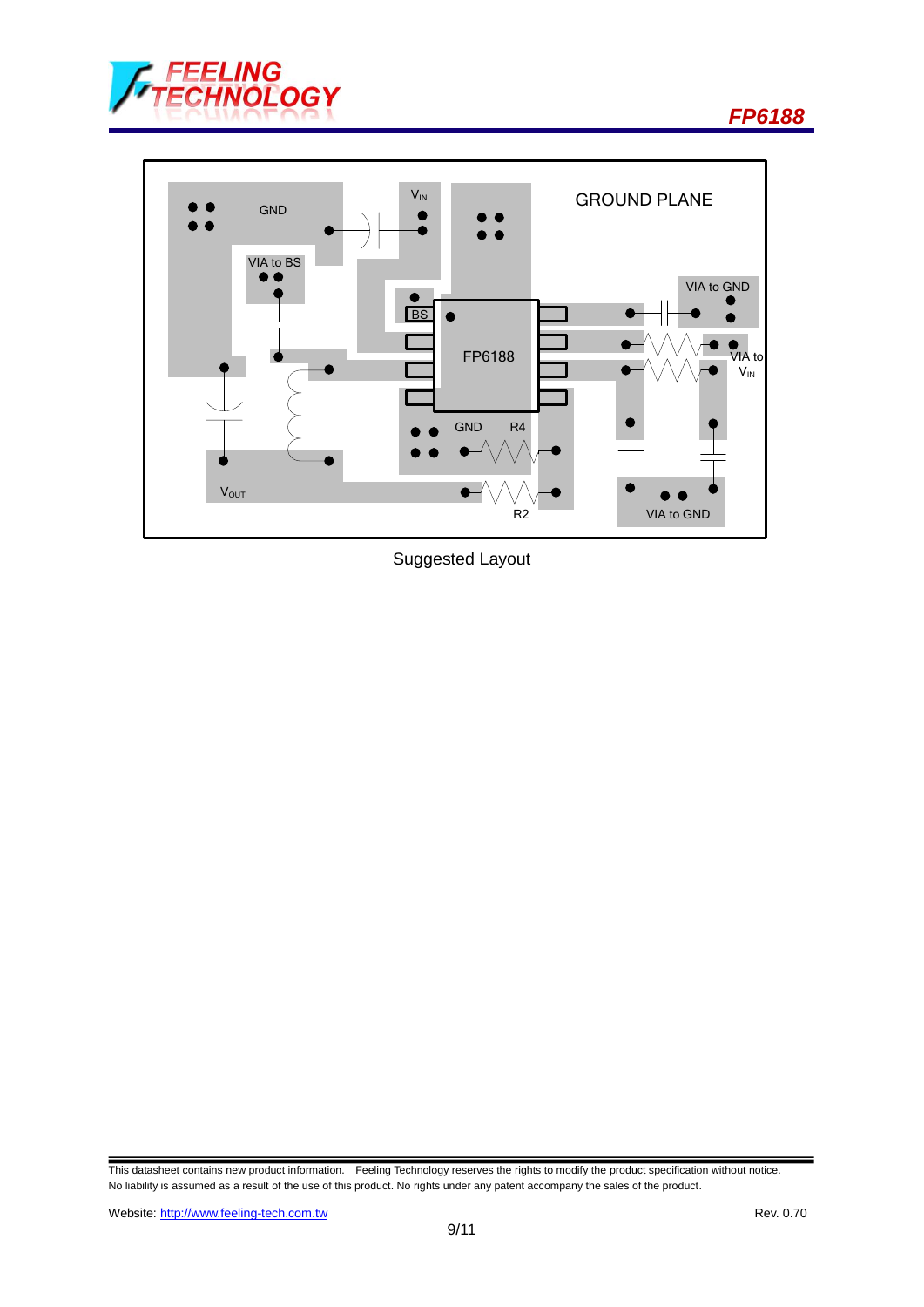Suggested Layout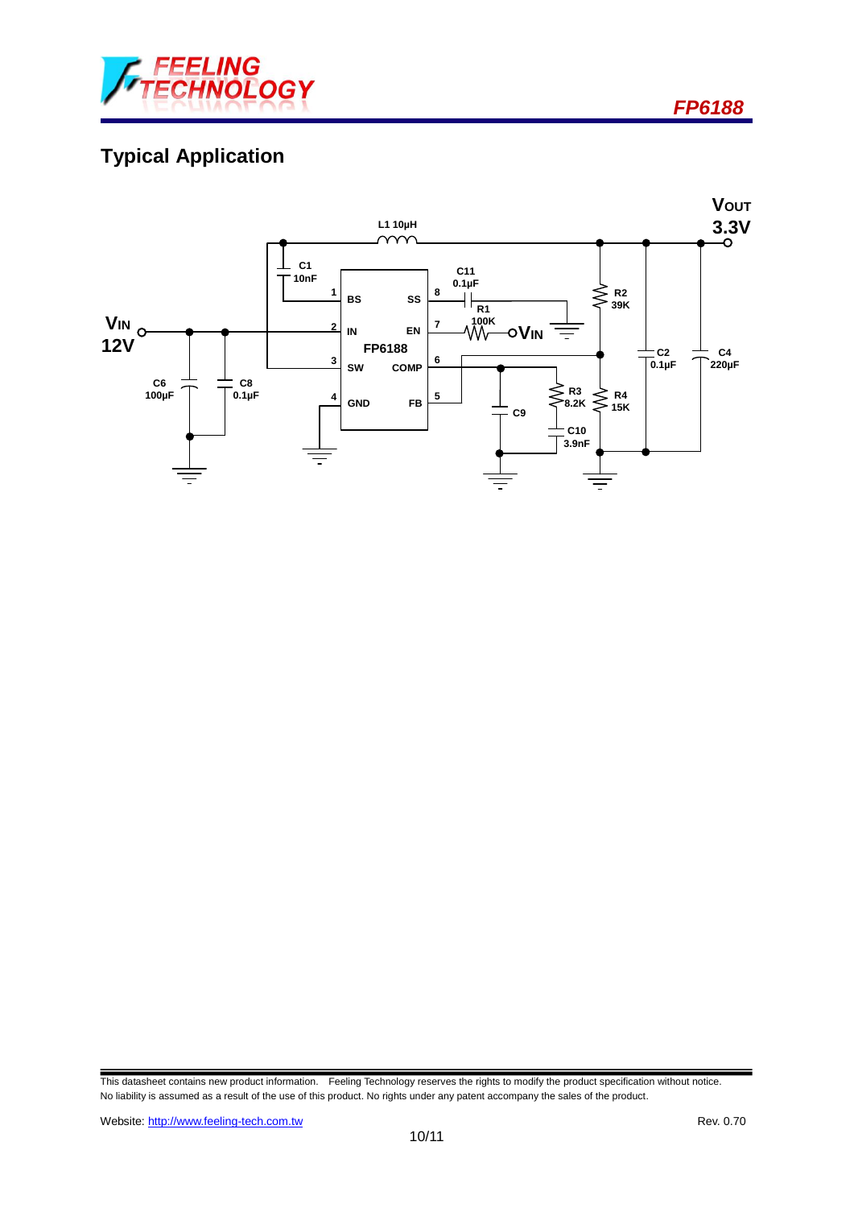## Typical Application

This datasheet contains new product information. Feeling Technology reserves the rights to modify the product specification without notice.
No liability is assumed as a result of the use of this product. No rights under any patent accompany the sales of the product.

Website: http://www.feeling-tech.com.tw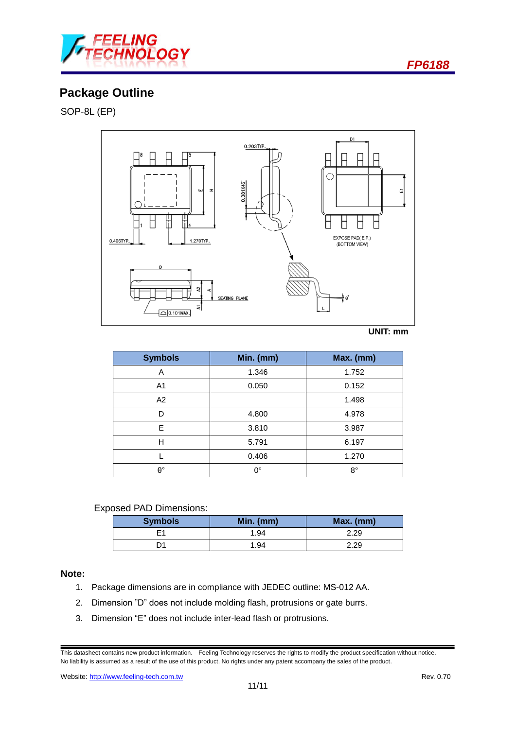## Package Outline

SOP-8L (EP)

UNIT: mm

| Symbols | Min. (mm) | Max. (mm) |
| --- | --- | --- |
| A | 1.346 | 1.752 |
| A1 | 0.050 | 0.152 |
| A2 | | 1.498 |
| D | 4.800 | 4.978 |
| E | 3.810 | 3.987 |
| H | 5.791 | 6.197 |
| L | 0.406 | 1.270 |
| θ° | 0° | 8° |

Exposed PAD Dimensions:

| Symbols | Min. (mm) | Max. (mm) |
| --- | --- | --- |
| E1 | 1.94 | 2.29 |
| D1 | 1.94 | 2.29 |

**Note:**

1. Package dimensions are in compliance with JEDEC outline: MS-012 AA.
2. Dimension "D" does not include molding flash, protrusions or gate burrs.
3. Dimension "E" does not include inter-lead flash or protrusions.

This datasheet contains new product information. Feeling Technology reserves the rights to modify the product specification without notice. No liability is assumed as a result of the use of this product. No rights under any patent accompany the sales of the product.

Website: http://www.feeling-tech.com.tw

Rev. 0.70